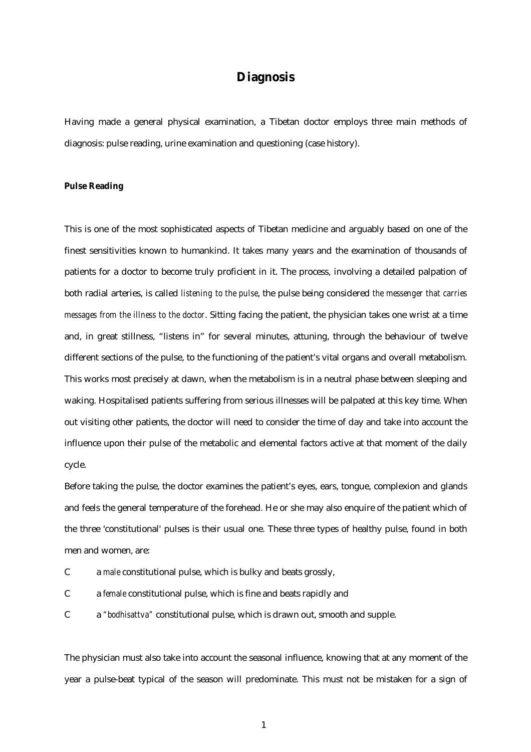# Diagnosis

Having made a general physical examination, a Tibetan doctor employs three main methods of diagnosis: pulse reading, urine examination and questioning (case history).

**Pulse Reading**

This is one of the most sophisticated aspects of Tibetan medicine and arguably based on one of the finest sensitivities known to humankind. It takes many years and the examination of thousands of patients for a doctor to become truly proficient in it. The process, involving a detailed palpation of both radial arteries, is called *listening to the pulse*, the pulse being considered *the messenger that carries messages from the illness to the doctor*. Sitting facing the patient, the physician takes one wrist at a time and, in great stillness, "listens in" for several minutes, attuning, through the behaviour of twelve different sections of the pulse, to the functioning of the patient's vital organs and overall metabolism. This works most precisely at dawn, when the metabolism is in a neutral phase between sleeping and waking. Hospitalised patients suffering from serious illnesses will be palpated at this key time. When out visiting other patients, the doctor will need to consider the time of day and take into account the influence upon their pulse of the metabolic and elemental factors active at that moment of the daily cycle.

Before taking the pulse, the doctor examines the patient's eyes, ears, tongue, complexion and glands and feels the general temperature of the forehead. He or she may also enquire of the patient which of the three 'constitutional' pulses is their usual one. These three types of healthy pulse, found in both men and women, are:

- a *male* constitutional pulse, which is bulky and beats grossly,
- a *female* constitutional pulse, which is fine and beats rapidly and
- a *"bodhisattva"* constitutional pulse, which is drawn out, smooth and supple.

The physician must also take into account the seasonal influence, knowing that at any moment of the year a pulse-beat typical of the season will predominate. This must not be mistaken for a sign of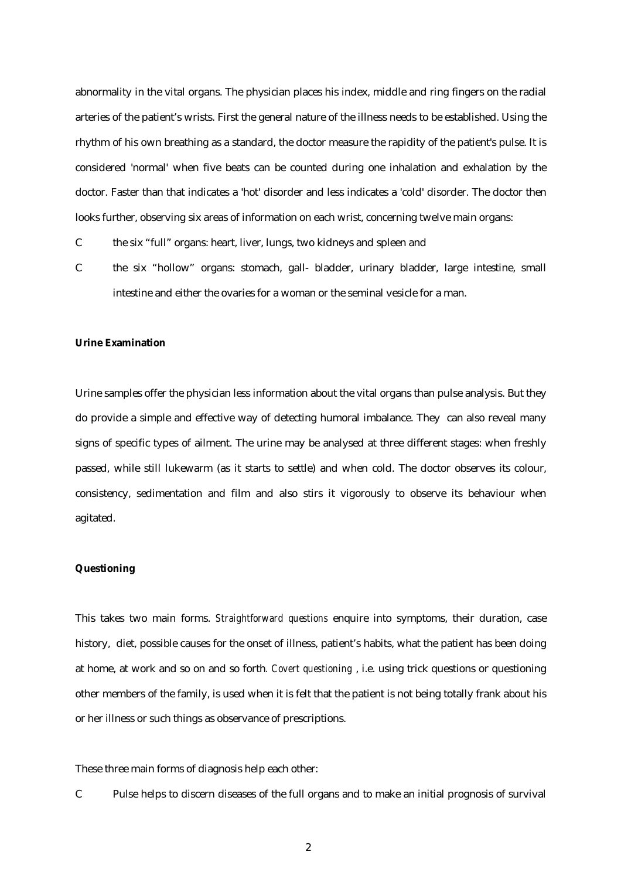abnormality in the vital organs. The physician places his index, middle and ring fingers on the radial arteries of the patient's wrists. First the general nature of the illness needs to be established. Using the rhythm of his own breathing as a standard, the doctor measure the rapidity of the patient's pulse. It is considered 'normal' when five beats can be counted during one inhalation and exhalation by the doctor. Faster than that indicates a 'hot' disorder and less indicates a 'cold' disorder. The doctor then looks further, observing six areas of information on each wrist, concerning twelve main organs:

- the six "full" organs: heart, liver, lungs, two kidneys and spleen and
- the six "hollow" organs: stomach, gall- bladder, urinary bladder, large intestine, small intestine and either the ovaries for a woman or the seminal vesicle for a man.

**Urine Examination**

Urine samples offer the physician less information about the vital organs than pulse analysis. But they do provide a simple and effective way of detecting humoral imbalance. They can also reveal many signs of specific types of ailment. The urine may be analysed at three different stages: when freshly passed, while still lukewarm (as it starts to settle) and when cold. The doctor observes its colour, consistency, sedimentation and film and also stirs it vigorously to observe its behaviour when agitated.

**Questioning**

This takes two main forms. *Straightforward questions* enquire into symptoms, their duration, case history, diet, possible causes for the onset of illness, patient's habits, what the patient has been doing at home, at work and so on and so forth. *Covert questioning* , i.e. using trick questions or questioning other members of the family, is used when it is felt that the patient is not being totally frank about his or her illness or such things as observance of prescriptions.

These three main forms of diagnosis help each other:

- Pulse helps to discern diseases of the full organs and to make an initial prognosis of survival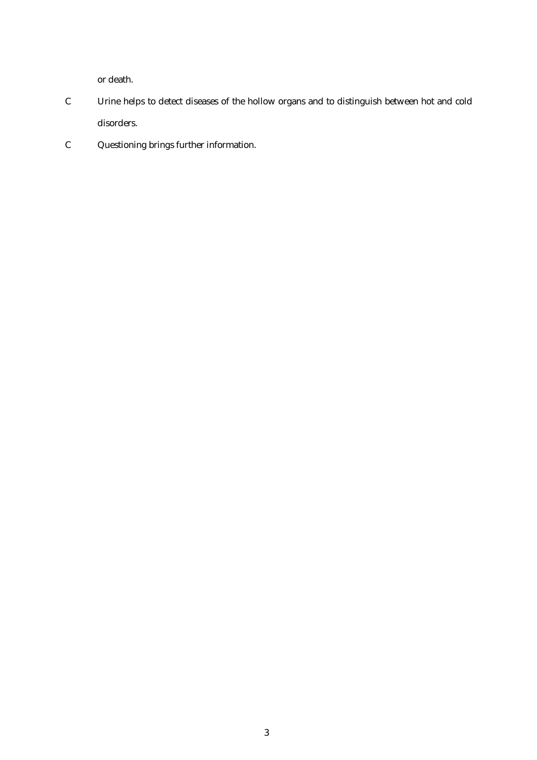or death.

- Urine helps to detect diseases of the hollow organs and to distinguish between hot and cold disorders.
- Questioning brings further information.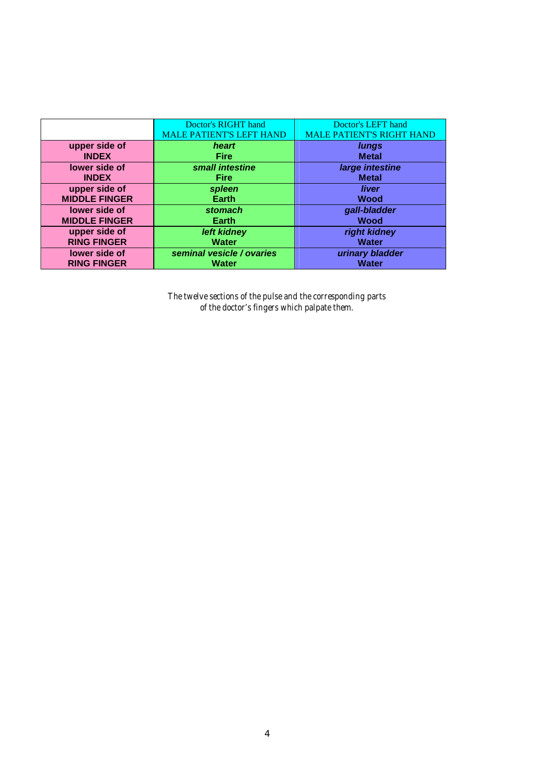| | Doctor's RIGHT hand MALE PATIENT'S LEFT HAND | Doctor's LEFT hand MALE PATIENT'S RIGHT HAND |
|---|---|---|
| **upper side of INDEX** | ***heart*** **Fire** | ***lungs*** **Metal** |
| **lower side of INDEX** | ***small intestine*** **Fire** | ***large intestine*** **Metal** |
| **upper side of MIDDLE FINGER** | ***spleen*** **Earth** | ***liver*** **Wood** |
| **lower side of MIDDLE FINGER** | ***stomach*** **Earth** | ***gall-bladder*** **Wood** |
| **upper side of RING FINGER** | ***left kidney*** **Water** | ***right kidney*** **Water** |
| **lower side of RING FINGER** | ***seminal vesicle / ovaries*** **Water** | ***urinary bladder*** **Water** |

The twelve sections of the pulse and the corresponding parts of the doctor's fingers which palpate them.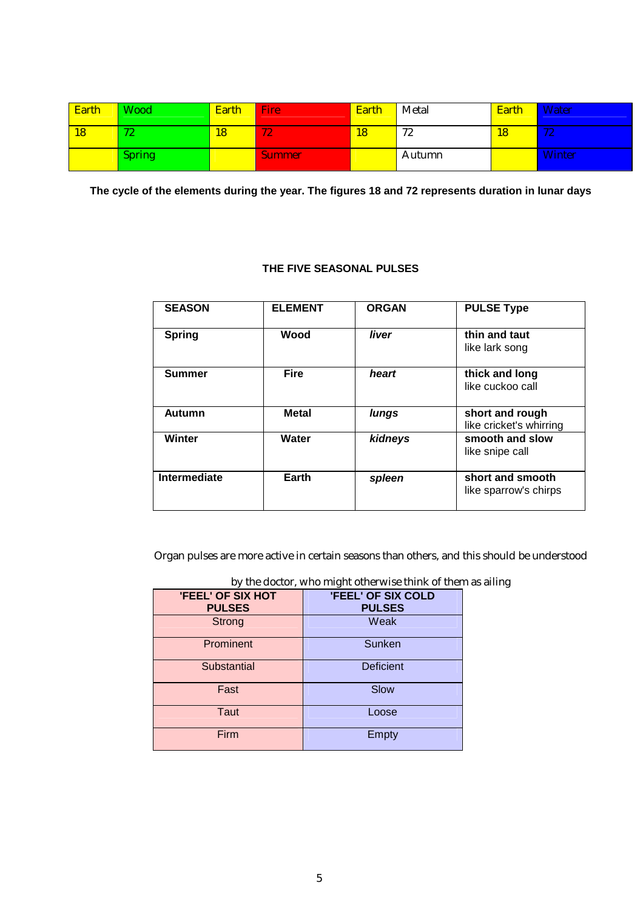| | | | | | | | |
|---|---|---|---|---|---|---|---|
| Earth | Wood | Earth | Fire | Earth | Metal | Earth | Water |
| 18 | 72 | 18 | 72 | 18 | 72 | 18 | 72 |
| | Spring | | Summer | | Autumn | | Winter |

**The cycle of the elements during the year. The figures 18 and 72 represents duration in lunar days**

**THE FIVE SEASONAL PULSES**

| SEASON | ELEMENT | ORGAN | PULSE Type |
|---|---|---|---|
| **Spring** | **Wood** | ***liver*** | **thin and taut** like lark song |
| **Summer** | **Fire** | ***heart*** | **thick and long** like cuckoo call |
| **Autumn** | **Metal** | ***lungs*** | **short and rough** like cricket's whirring |
| **Winter** | **Water** | ***kidneys*** | **smooth and slow** like snipe call |
| **Intermediate** | **Earth** | ***spleen*** | **short and smooth** like sparrow's chirps |

Organ pulses are more active in certain seasons than others, and this should be understood by the doctor, who might otherwise think of them as ailing

| 'FEEL' OF SIX HOT PULSES | 'FEEL' OF SIX COLD PULSES |
|---|---|
| Strong | Weak |
| Prominent | Sunken |
| Substantial | Deficient |
| Fast | Slow |
| Taut | Loose |
| Firm | Empty |